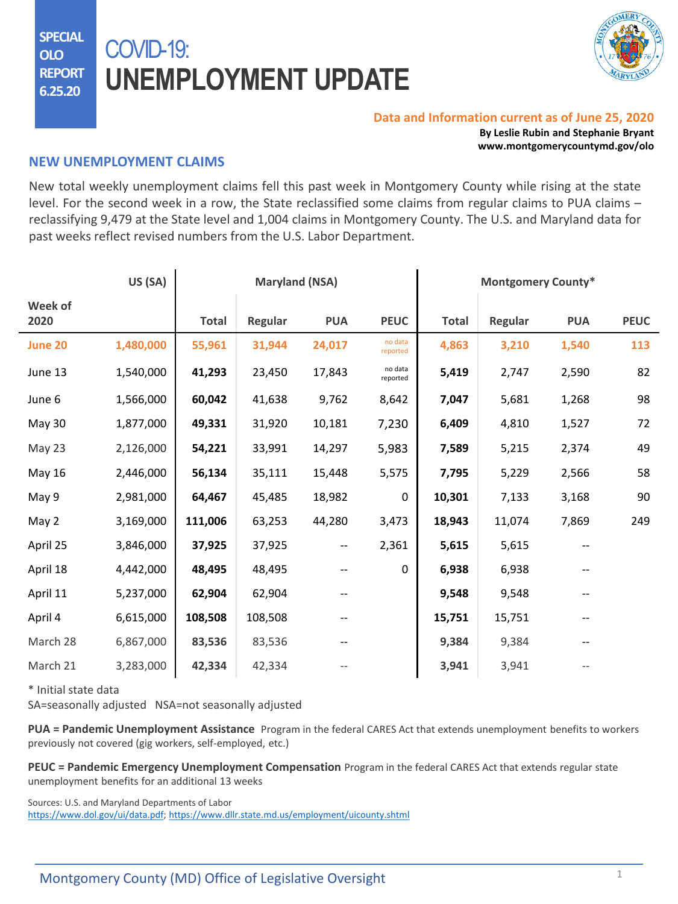SPECIAL OLO REPORT 6.25.20

# COVID-19: UNEMPLOYMENT UPDATE

**Data and Information current as of June 25, 2020**

**By Leslie Rubin and Stephanie Bryant**
**www.montgomerycountymd.gov/olo**

## NEW UNEMPLOYMENT CLAIMS

New total weekly unemployment claims fell this past week in Montgomery County while rising at the state level. For the second week in a row, the State reclassified some claims from regular claims to PUA claims – reclassifying 9,479 at the State level and 1,004 claims in Montgomery County. The U.S. and Maryland data for past weeks reflect revised numbers from the U.S. Labor Department.

| Week of 2020 | US (SA) | Maryland (NSA) | | | | Montgomery County* | | | |
|---|---|---|---|---|---|---|---|---|---|
| | | Total | Regular | PUA | PEUC | Total | Regular | PUA | PEUC |
| **June 20** | **1,480,000** | **55,961** | **31,944** | **24,017** | no data reported | **4,863** | **3,210** | **1,540** | **113** |
| June 13 | 1,540,000 | **41,293** | 23,450 | 17,843 | no data reported | **5,419** | 2,747 | 2,590 | 82 |
| June 6 | 1,566,000 | **60,042** | 41,638 | 9,762 | 8,642 | **7,047** | 5,681 | 1,268 | 98 |
| May 30 | 1,877,000 | **49,331** | 31,920 | 10,181 | 7,230 | **6,409** | 4,810 | 1,527 | 72 |
| May 23 | 2,126,000 | **54,221** | 33,991 | 14,297 | 5,983 | **7,589** | 5,215 | 2,374 | 49 |
| May 16 | 2,446,000 | **56,134** | 35,111 | 15,448 | 5,575 | **7,795** | 5,229 | 2,566 | 58 |
| May 9 | 2,981,000 | **64,467** | 45,485 | 18,982 | 0 | **10,301** | 7,133 | 3,168 | 90 |
| May 2 | 3,169,000 | **111,006** | 63,253 | 44,280 | 3,473 | **18,943** | 11,074 | 7,869 | 249 |
| April 25 | 3,846,000 | **37,925** | 37,925 | -- | 2,361 | **5,615** | 5,615 | -- | |
| April 18 | 4,442,000 | **48,495** | 48,495 | -- | 0 | **6,938** | 6,938 | -- | |
| April 11 | 5,237,000 | **62,904** | 62,904 | -- | | **9,548** | 9,548 | -- | |
| April 4 | 6,615,000 | **108,508** | 108,508 | -- | | **15,751** | 15,751 | -- | |
| March 28 | 6,867,000 | **83,536** | 83,536 | -- | | **9,384** | 9,384 | -- | |
| March 21 | 3,283,000 | **42,334** | 42,334 | -- | | **3,941** | 3,941 | -- | |

\* Initial state data
SA=seasonally adjusted NSA=not seasonally adjusted

**PUA = Pandemic Unemployment Assistance** Program in the federal CARES Act that extends unemployment benefits to workers previously not covered (gig workers, self-employed, etc.)

**PEUC = Pandemic Emergency Unemployment Compensation** Program in the federal CARES Act that extends regular state unemployment benefits for an additional 13 weeks

Sources: U.S. and Maryland Departments of Labor
https://www.dol.gov/ui/data.pdf; https://www.dllr.state.md.us/employment/uicounty.shtml

Montgomery County (MD) Office of Legislative Oversight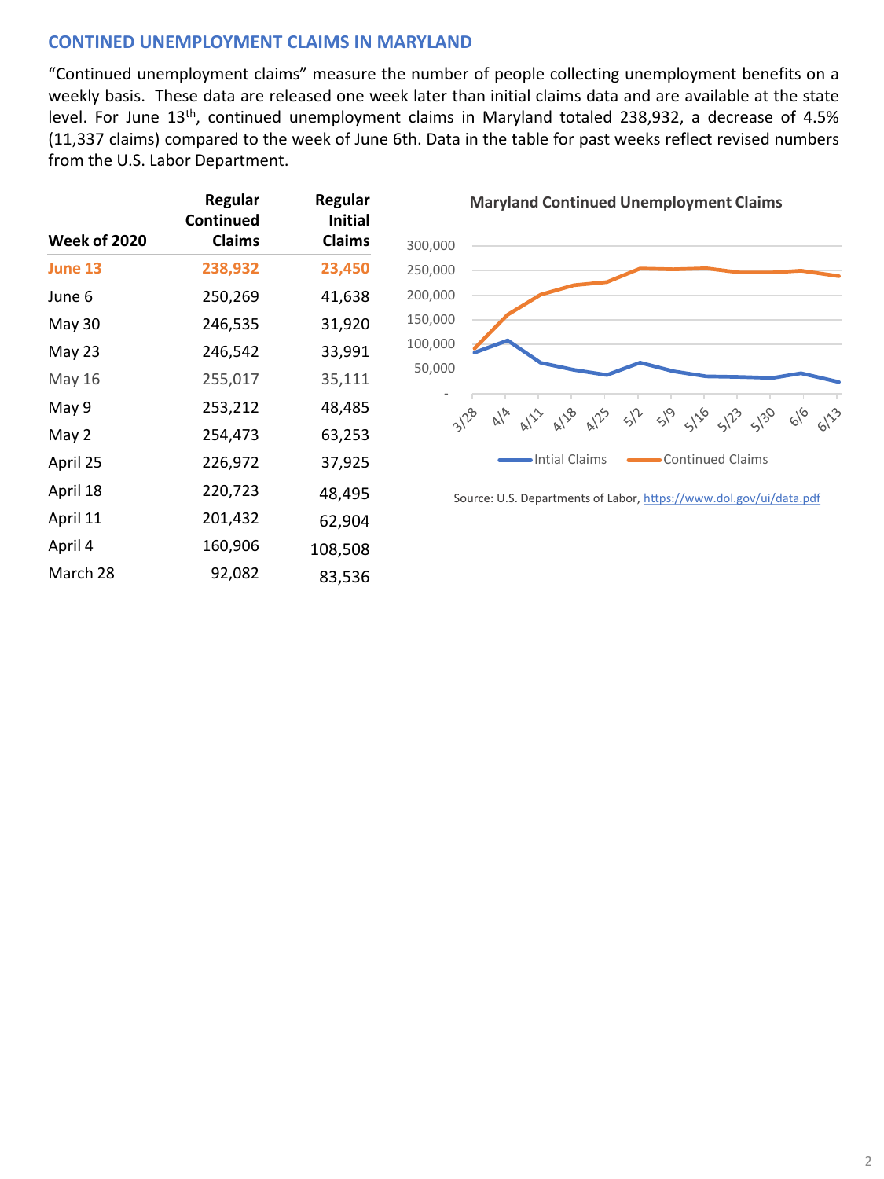## CONTINED UNEMPLOYMENT CLAIMS IN MARYLAND

"Continued unemployment claims" measure the number of people collecting unemployment benefits on a weekly basis. These data are released one week later than initial claims data and are available at the state level. For June 13th, continued unemployment claims in Maryland totaled 238,932, a decrease of 4.5% (11,337 claims) compared to the week of June 6th. Data in the table for past weeks reflect revised numbers from the U.S. Labor Department.

| Week of 2020 | Regular Continued Claims | Regular Initial Claims |
|---|---|---|
| **June 13** | **238,932** | **23,450** |
| June 6 | 250,269 | 41,638 |
| May 30 | 246,535 | 31,920 |
| May 23 | 246,542 | 33,991 |
| May 16 | 255,017 | 35,111 |
| May 9 | 253,212 | 48,485 |
| May 2 | 254,473 | 63,253 |
| April 25 | 226,972 | 37,925 |
| April 18 | 220,723 | 48,495 |
| April 11 | 201,432 | 62,904 |
| April 4 | 160,906 | 108,508 |
| March 28 | 92,082 | 83,536 |

**Maryland Continued Unemployment Claims**

300,000
250,000
200,000
150,000
100,000
50,000
-

3/28 4/4 4/11 4/18 4/25 5/2 5/9 5/16 5/23 5/30 6/6 6/13

Intial Claims
Continued Claims

Source: U.S. Departments of Labor, https://www.dol.gov/ui/data.pdf